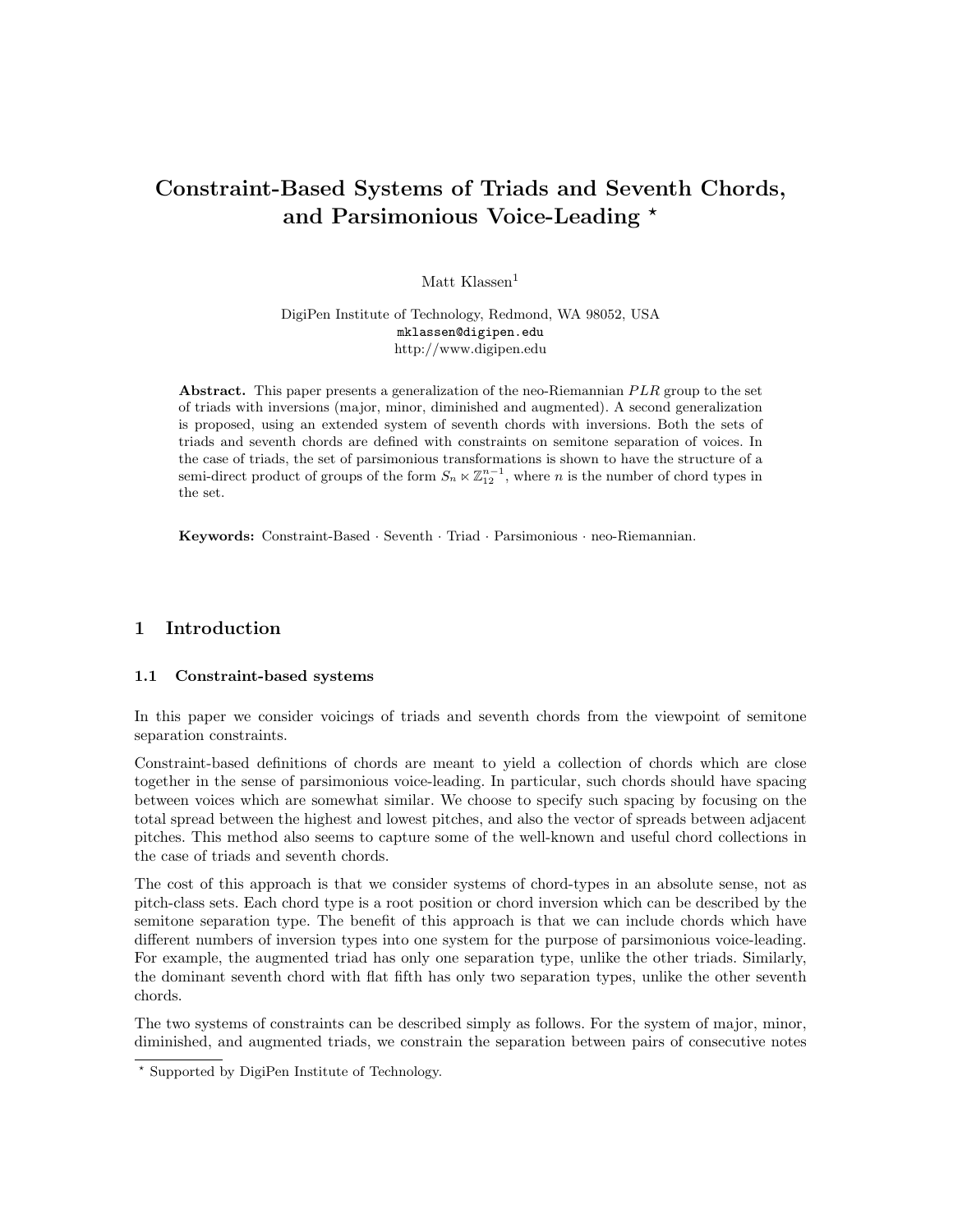# Constraint-Based Systems of Triads and Seventh Chords, and Parsimonious Voice-Leading *

Matt Klassen[1]

DigiPen Institute of Technology, Redmond, WA 98052, USA
mklassen@digipen.edu
http://www.digipen.edu

**Abstract.** This paper presents a generalization of the neo-Riemannian $PLR$ group to the set of triads with inversions (major, minor, diminished and augmented). A second generalization is proposed, using an extended system of seventh chords with inversions. Both the sets of triads and seventh chords are defined with constraints on semitone separation of voices. In the case of triads, the set of parsimonious transformations is shown to have the structure of a semi-direct product of groups of the form $S_n \ltimes \mathbb{Z}_{12}^{n-1}$, where $n$ is the number of chord types in the set.

**Keywords:** Constraint-Based · Seventh · Triad · Parsimonious · neo-Riemannian.

## 1 Introduction

### 1.1 Constraint-based systems

In this paper we consider voicings of triads and seventh chords from the viewpoint of semitone separation constraints.

Constraint-based definitions of chords are meant to yield a collection of chords which are close together in the sense of parsimonious voice-leading. In particular, such chords should have spacing between voices which are somewhat similar. We choose to specify such spacing by focusing on the total spread between the highest and lowest pitches, and also the vector of spreads between adjacent pitches. This method also seems to capture some of the well-known and useful chord collections in the case of triads and seventh chords.

The cost of this approach is that we consider systems of chord-types in an absolute sense, not as pitch-class sets. Each chord type is a root position or chord inversion which can be described by the semitone separation type. The benefit of this approach is that we can include chords which have different numbers of inversion types into one system for the purpose of parsimonious voice-leading. For example, the augmented triad has only one separation type, unlike the other triads. Similarly, the dominant seventh chord with flat fifth has only two separation types, unlike the other seventh chords.

The two systems of constraints can be described simply as follows. For the system of major, minor, diminished, and augmented triads, we constrain the separation between pairs of consecutive notes

* Supported by DigiPen Institute of Technology.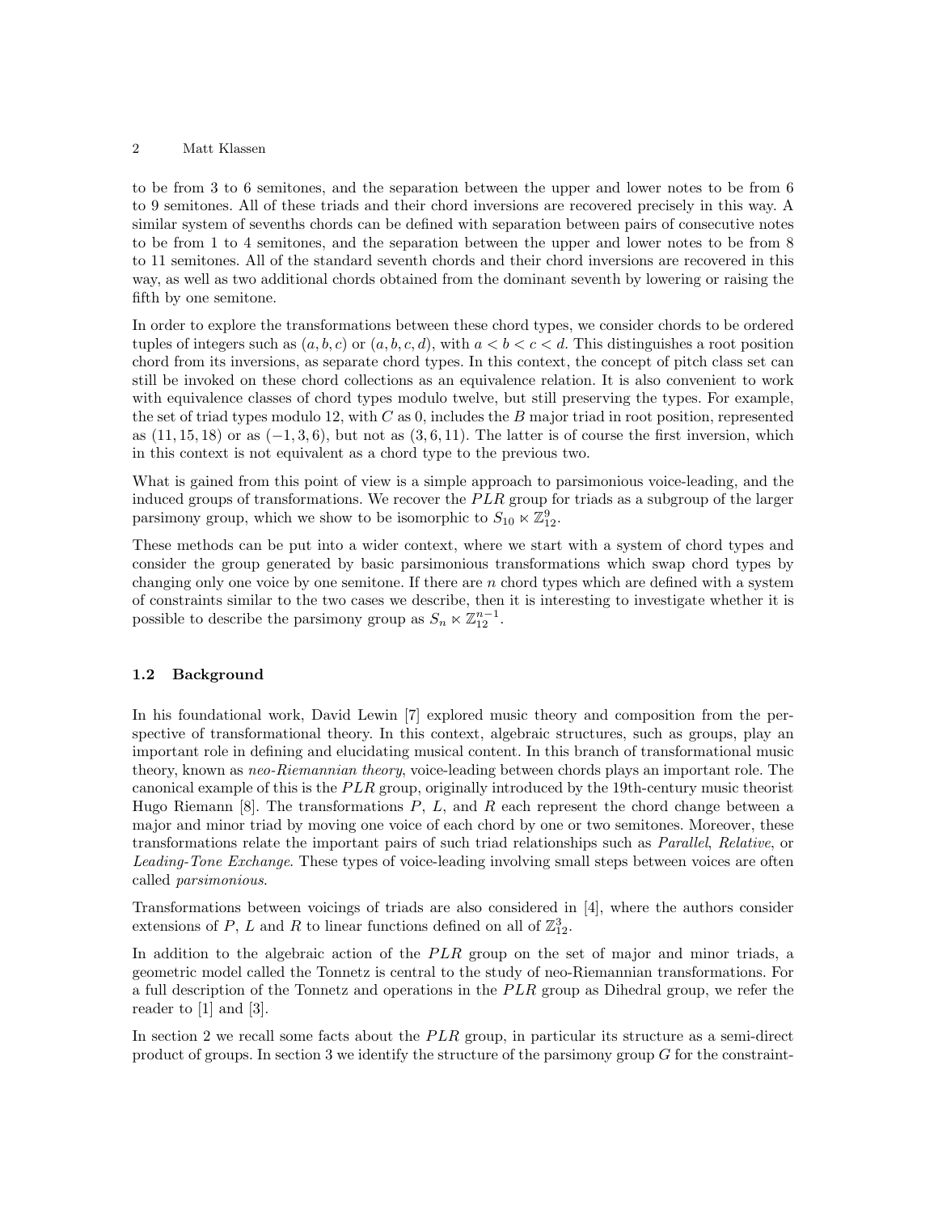to be from 3 to 6 semitones, and the separation between the upper and lower notes to be from 6 to 9 semitones. All of these triads and their chord inversions are recovered precisely in this way. A similar system of sevenths chords can be defined with separation between pairs of consecutive notes to be from 1 to 4 semitones, and the separation between the upper and lower notes to be from 8 to 11 semitones. All of the standard seventh chords and their chord inversions are recovered in this way, as well as two additional chords obtained from the dominant seventh by lowering or raising the fifth by one semitone.

In order to explore the transformations between these chord types, we consider chords to be ordered tuples of integers such as $(a, b, c)$ or $(a, b, c, d)$, with $a < b < c < d$. This distinguishes a root position chord from its inversions, as separate chord types. In this context, the concept of pitch class set can still be invoked on these chord collections as an equivalence relation. It is also convenient to work with equivalence classes of chord types modulo twelve, but still preserving the types. For example, the set of triad types modulo 12, with $C$ as 0, includes the $B$ major triad in root position, represented as $(11, 15, 18)$ or as $(-1, 3, 6)$, but not as $(3, 6, 11)$. The latter is of course the first inversion, which in this context is not equivalent as a chord type to the previous two.

What is gained from this point of view is a simple approach to parsimonious voice-leading, and the induced groups of transformations. We recover the $PLR$ group for triads as a subgroup of the larger parsimony group, which we show to be isomorphic to $S_{10} \ltimes \mathbb{Z}_{12}^{9}$.

These methods can be put into a wider context, where we start with a system of chord types and consider the group generated by basic parsimonious transformations which swap chord types by changing only one voice by one semitone. If there are $n$ chord types which are defined with a system of constraints similar to the two cases we describe, then it is interesting to investigate whether it is possible to describe the parsimony group as $S_n \ltimes \mathbb{Z}_{12}^{n-1}$.

### 1.2 Background

In his foundational work, David Lewin [7] explored music theory and composition from the perspective of transformational theory. In this context, algebraic structures, such as groups, play an important role in defining and elucidating musical content. In this branch of transformational music theory, known as *neo-Riemannian theory*, voice-leading between chords plays an important role. The canonical example of this is the $PLR$ group, originally introduced by the 19th-century music theorist Hugo Riemann [8]. The transformations $P$, $L$, and $R$ each represent the chord change between a major and minor triad by moving one voice of each chord by one or two semitones. Moreover, these transformations relate the important pairs of such triad relationships such as *Parallel*, *Relative*, or *Leading-Tone Exchange*. These types of voice-leading involving small steps between voices are often called *parsimonious*.

Transformations between voicings of triads are also considered in [4], where the authors consider extensions of $P$, $L$ and $R$ to linear functions defined on all of $\mathbb{Z}_{12}^{3}$.

In addition to the algebraic action of the $PLR$ group on the set of major and minor triads, a geometric model called the Tonnetz is central to the study of neo-Riemannian transformations. For a full description of the Tonnetz and operations in the $PLR$ group as Dihedral group, we refer the reader to [1] and [3].

In section 2 we recall some facts about the $PLR$ group, in particular its structure as a semi-direct product of groups. In section 3 we identify the structure of the parsimony group $G$ for the constraint-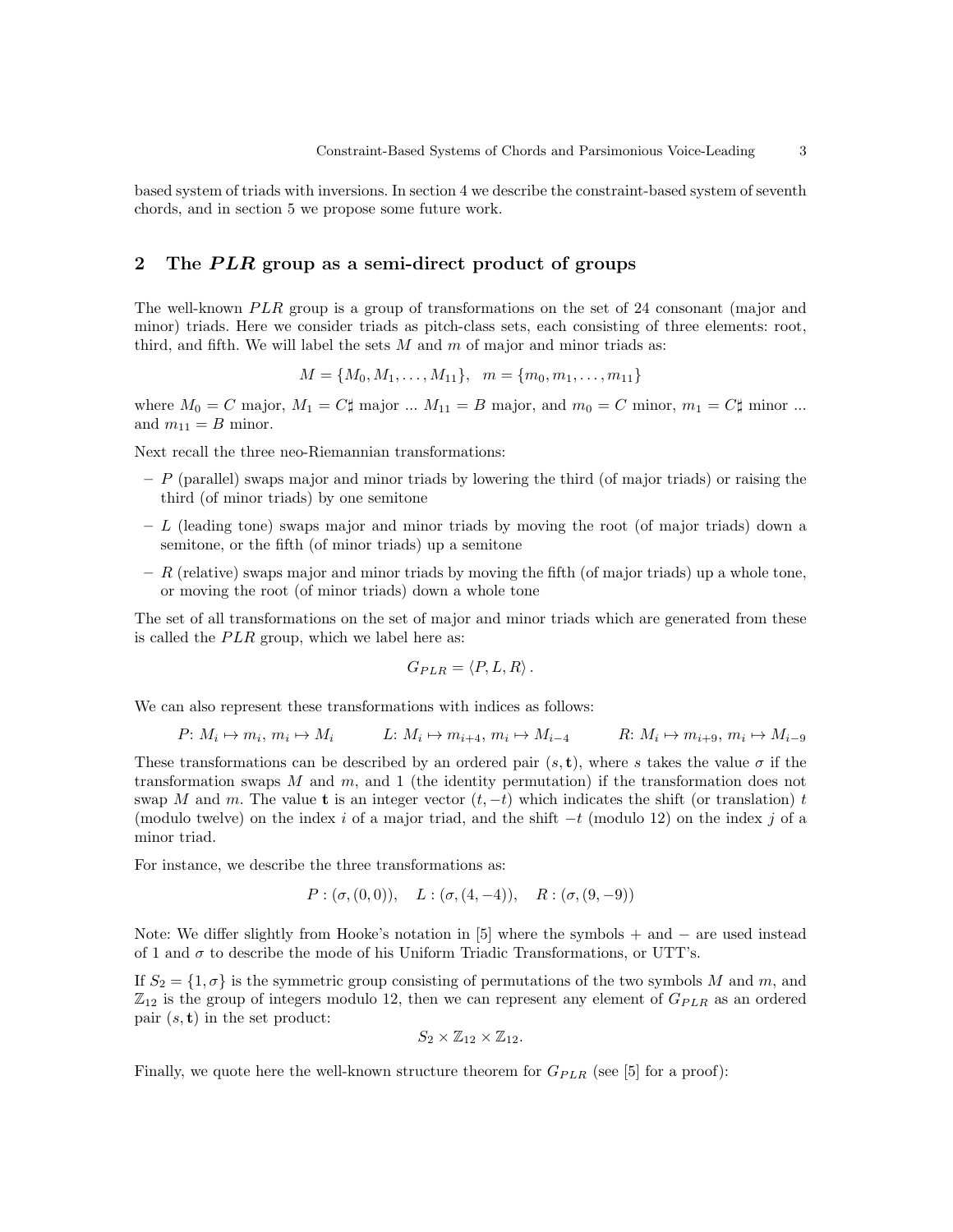based system of triads with inversions. In section 4 we describe the constraint-based system of seventh chords, and in section 5 we propose some future work.

## 2 The $\boldsymbol{PLR}$ group as a semi-direct product of groups

The well-known $PLR$ group is a group of transformations on the set of 24 consonant (major and minor) triads. Here we consider triads as pitch-class sets, each consisting of three elements: root, third, and fifth. We will label the sets $M$ and $m$ of major and minor triads as:

$$M = \{M_0, M_1, \ldots, M_{11}\}, \quad m = \{m_0, m_1, \ldots, m_{11}\}$$

where $M_0 = C$ major, $M_1 = C\sharp$ major ... $M_{11} = B$ major, and $m_0 = C$ minor, $m_1 = C\sharp$ minor ... and $m_{11} = B$ minor.

Next recall the three neo-Riemannian transformations:

- $P$ (parallel) swaps major and minor triads by lowering the third (of major triads) or raising the third (of minor triads) by one semitone
- $L$ (leading tone) swaps major and minor triads by moving the root (of major triads) down a semitone, or the fifth (of minor triads) up a semitone
- $R$ (relative) swaps major and minor triads by moving the fifth (of major triads) up a whole tone, or moving the root (of minor triads) down a whole tone

The set of all transformations on the set of major and minor triads which are generated from these is called the $PLR$ group, which we label here as:

$$G_{PLR} = \langle P, L, R \rangle .$$

We can also represent these transformations with indices as follows:

$$P\colon M_i \mapsto m_i,\ m_i \mapsto M_i \qquad L\colon M_i \mapsto m_{i+4},\ m_i \mapsto M_{i-4} \qquad R\colon M_i \mapsto m_{i+9},\ m_i \mapsto M_{i-9}$$

These transformations can be described by an ordered pair $(s, \mathbf{t})$, where $s$ takes the value $\sigma$ if the transformation swaps $M$ and $m$, and 1 (the identity permutation) if the transformation does not swap $M$ and $m$. The value $\mathbf{t}$ is an integer vector $(t, -t)$ which indicates the shift (or translation) $t$ (modulo twelve) on the index $i$ of a major triad, and the shift $-t$ (modulo 12) on the index $j$ of a minor triad.

For instance, we describe the three transformations as:

$$P : (\sigma, (0, 0)), \quad L : (\sigma, (4, -4)), \quad R : (\sigma, (9, -9))$$

Note: We differ slightly from Hooke's notation in [5] where the symbols $+$ and $-$ are used instead of 1 and $\sigma$ to describe the mode of his Uniform Triadic Transformations, or UTT's.

If $S_2 = \{1, \sigma\}$ is the symmetric group consisting of permutations of the two symbols $M$ and $m$, and $\mathbb{Z}_{12}$ is the group of integers modulo 12, then we can represent any element of $G_{PLR}$ as an ordered pair $(s, \mathbf{t})$ in the set product:

$$S_2 \times \mathbb{Z}_{12} \times \mathbb{Z}_{12}.$$

Finally, we quote here the well-known structure theorem for $G_{PLR}$ (see [5] for a proof):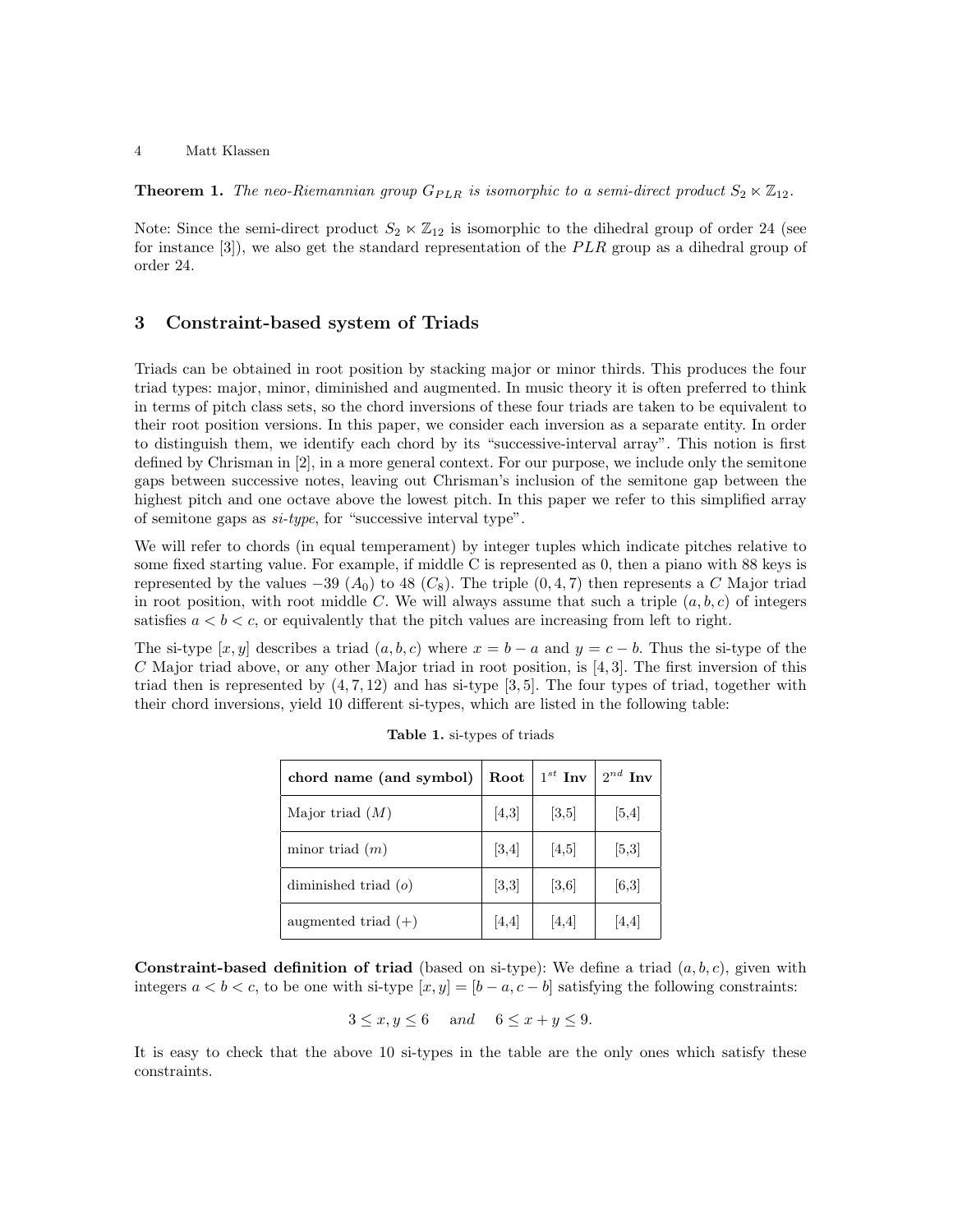**Theorem 1.** *The neo-Riemannian group $G_{PLR}$ is isomorphic to a semi-direct product $S_2 \ltimes \mathbb{Z}_{12}$.*

Note: Since the semi-direct product $S_2 \ltimes \mathbb{Z}_{12}$ is isomorphic to the dihedral group of order 24 (see for instance [3]), we also get the standard representation of the $PLR$ group as a dihedral group of order 24.

## 3 Constraint-based system of Triads

Triads can be obtained in root position by stacking major or minor thirds. This produces the four triad types: major, minor, diminished and augmented. In music theory it is often preferred to think in terms of pitch class sets, so the chord inversions of these four triads are taken to be equivalent to their root position versions. In this paper, we consider each inversion as a separate entity. In order to distinguish them, we identify each chord by its "successive-interval array". This notion is first defined by Chrisman in [2], in a more general context. For our purpose, we include only the semitone gaps between successive notes, leaving out Chrisman's inclusion of the semitone gap between the highest pitch and one octave above the lowest pitch. In this paper we refer to this simplified array of semitone gaps as *si-type*, for "successive interval type".

We will refer to chords (in equal temperament) by integer tuples which indicate pitches relative to some fixed starting value. For example, if middle C is represented as 0, then a piano with 88 keys is represented by the values $-39$ ($A_0$) to 48 ($C_8$). The triple $(0, 4, 7)$ then represents a $C$ Major triad in root position, with root middle $C$. We will always assume that such a triple $(a, b, c)$ of integers satisfies $a < b < c$, or equivalently that the pitch values are increasing from left to right.

The si-type $[x, y]$ describes a triad $(a, b, c)$ where $x = b - a$ and $y = c - b$. Thus the si-type of the $C$ Major triad above, or any other Major triad in root position, is $[4, 3]$. The first inversion of this triad then is represented by $(4, 7, 12)$ and has si-type $[3, 5]$. The four types of triad, together with their chord inversions, yield 10 different si-types, which are listed in the following table:

**Table 1.** si-types of triads

| **chord name (and symbol)** | **Root** | $1^{st}$ **Inv** | $2^{nd}$ **Inv** |
|---|---|---|---|
| Major triad ($M$) | [4,3] | [3,5] | [5,4] |
| minor triad ($m$) | [3,4] | [4,5] | [5,3] |
| diminished triad ($o$) | [3,3] | [3,6] | [6,3] |
| augmented triad ($+$) | [4,4] | [4,4] | [4,4] |

**Constraint-based definition of triad** (based on si-type): We define a triad $(a, b, c)$, given with integers $a < b < c$, to be one with si-type $[x, y] = [b - a, c - b]$ satisfying the following constraints:

$$3 \leq x, y \leq 6 \quad \text{and} \quad 6 \leq x + y \leq 9.$$

It is easy to check that the above 10 si-types in the table are the only ones which satisfy these constraints.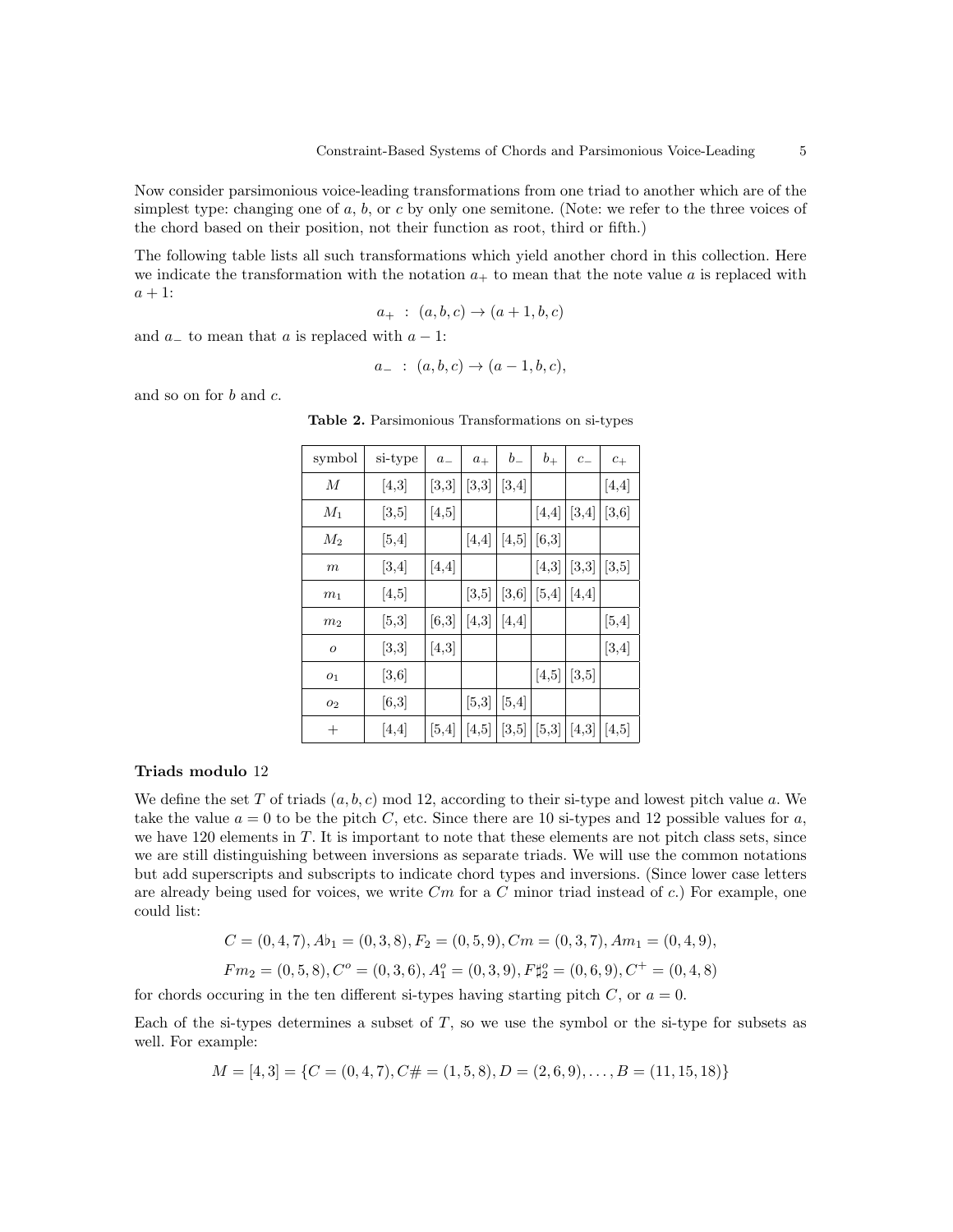Now consider parsimonious voice-leading transformations from one triad to another which are of the simplest type: changing one of $a$, $b$, or $c$ by only one semitone. (Note: we refer to the three voices of the chord based on their position, not their function as root, third or fifth.)

The following table lists all such transformations which yield another chord in this collection. Here we indicate the transformation with the notation $a_+$ to mean that the note value $a$ is replaced with $a+1$:

$$a_+ \; : \; (a, b, c) \to (a+1, b, c)$$

and $a_-$ to mean that $a$ is replaced with $a-1$:

$$a_- \; : \; (a, b, c) \to (a-1, b, c),$$

and so on for $b$ and $c$.

**Table 2.** Parsimonious Transformations on si-types

| symbol | si-type | $a_-$ | $a_+$ | $b_-$ | $b_+$ | $c_-$ | $c_+$ |
|---|---|---|---|---|---|---|---|
| $M$ | [4,3] | [3,3] | [3,3] | [3,4] | | | [4,4] |
| $M_1$ | [3,5] | [4,5] | | | [4,4] | [3,4] | [3,6] |
| $M_2$ | [5,4] | | [4,4] | [4,5] | [6,3] | | |
| $m$ | [3,4] | [4,4] | | | [4,3] | [3,3] | [3,5] |
| $m_1$ | [4,5] | | [3,5] | [3,6] | [5,4] | [4,4] | |
| $m_2$ | [5,3] | [6,3] | [4,3] | [4,4] | | | [5,4] |
| $o$ | [3,3] | [4,3] | | | | | [3,4] |
| $o_1$ | [3,6] | | | | [4,5] | [3,5] | |
| $o_2$ | [6,3] | | [5,3] | [5,4] | | | |
| $+$ | [4,4] | [5,4] | [4,5] | [3,5] | [5,3] | [4,3] | [4,5] |

**Triads modulo** 12

We define the set $T$ of triads $(a, b, c)$ mod 12, according to their si-type and lowest pitch value $a$. We take the value $a = 0$ to be the pitch $C$, etc. Since there are 10 si-types and 12 possible values for $a$, we have 120 elements in $T$. It is important to note that these elements are not pitch class sets, since we are still distinguishing between inversions as separate triads. We will use the common notations but add superscripts and subscripts to indicate chord types and inversions. (Since lower case letters are already being used for voices, we write $Cm$ for a $C$ minor triad instead of $c$.) For example, one could list:

$$C = (0, 4, 7), A\flat_1 = (0, 3, 8), F_2 = (0, 5, 9), Cm = (0, 3, 7), Am_1 = (0, 4, 9),$$

$$Fm_2 = (0, 5, 8), C^o = (0, 3, 6), A^o_1 = (0, 3, 9), F\sharp^o_2 = (0, 6, 9), C^+ = (0, 4, 8)$$

for chords occuring in the ten different si-types having starting pitch $C$, or $a = 0$.

Each of the si-types determines a subset of $T$, so we use the symbol or the si-type for subsets as well. For example:

$$M = [4, 3] = \{C = (0, 4, 7), C\# = (1, 5, 8), D = (2, 6, 9), \ldots, B = (11, 15, 18)\}$$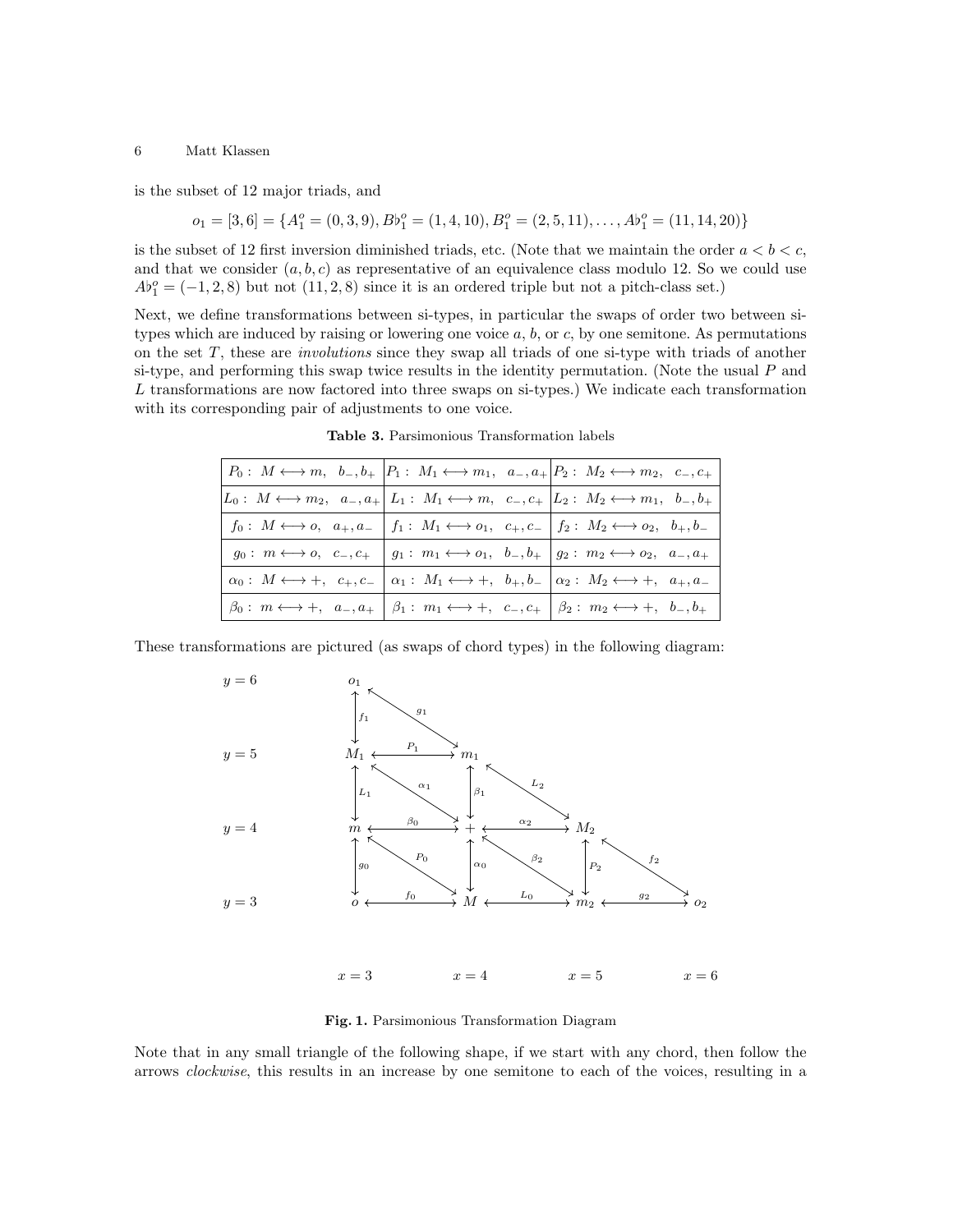is the subset of 12 major triads, and

$$o_1 = [3,6] = \{A^o_1 = (0,3,9), B\flat^o_1 = (1,4,10), B^o_1 = (2,5,11), \ldots, A\flat^o_1 = (11,14,20)\}$$

is the subset of 12 first inversion diminished triads, etc. (Note that we maintain the order $a < b < c$, and that we consider $(a,b,c)$ as representative of an equivalence class modulo 12. So we could use $A\flat^o_1 = (-1,2,8)$ but not $(11,2,8)$ since it is an ordered triple but not a pitch-class set.)

Next, we define transformations between si-types, in particular the swaps of order two between si-types which are induced by raising or lowering one voice $a$, $b$, or $c$, by one semitone. As permutations on the set $T$, these are *involutions* since they swap all triads of one si-type with triads of another si-type, and performing this swap twice results in the identity permutation. (Note the usual $P$ and $L$ transformations are now factored into three swaps on si-types.) We indicate each transformation with its corresponding pair of adjustments to one voice.

**Table 3.** Parsimonious Transformation labels

| | | |
|---|---|---|
| $P_0: M \longleftrightarrow m, \ b_-, b_+$ | $P_1: M_1 \longleftrightarrow m_1, \ a_-, a_+$ | $P_2: M_2 \longleftrightarrow m_2, \ c_-, c_+$ |
| $L_0: M \longleftrightarrow m_2, \ a_-, a_+$ | $L_1: M_1 \longleftrightarrow m, \ c_-, c_+$ | $L_2: M_2 \longleftrightarrow m_1, \ b_-, b_+$ |
| $f_0: M \longleftrightarrow o, \ a_+, a_-$ | $f_1: M_1 \longleftrightarrow o_1, \ c_+, c_-$ | $f_2: M_2 \longleftrightarrow o_2, \ b_+, b_-$ |
| $g_0: m \longleftrightarrow o, \ c_-, c_+$ | $g_1: m_1 \longleftrightarrow o_1, \ b_-, b_+$ | $g_2: m_2 \longleftrightarrow o_2, \ a_-, a_+$ |
| $\alpha_0: M \longleftrightarrow +, \ c_+, c_-$ | $\alpha_1: M_1 \longleftrightarrow +, \ b_+, b_-$ | $\alpha_2: M_2 \longleftrightarrow +, \ a_+, a_-$ |
| $\beta_0: m \longleftrightarrow +, \ a_-, a_+$ | $\beta_1: m_1 \longleftrightarrow +, \ c_-, c_+$ | $\beta_2: m_2 \longleftrightarrow +, \ b_-, b_+$ |

These transformations are pictured (as swaps of chord types) in the following diagram:

**Fig. 1.** Parsimonious Transformation Diagram

Note that in any small triangle of the following shape, if we start with any chord, then follow the arrows *clockwise*, this results in an increase by one semitone to each of the voices, resulting in a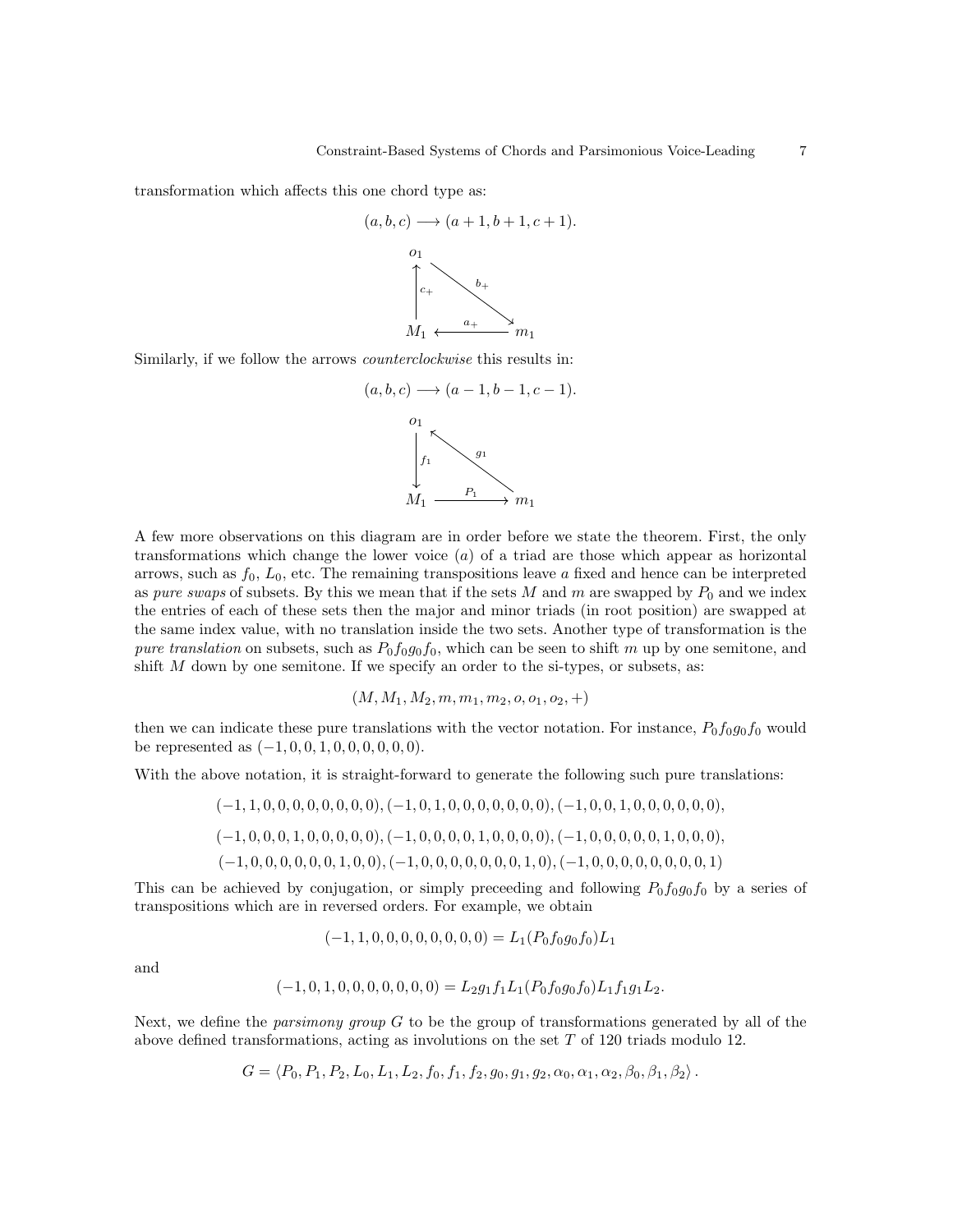transformation which affects this one chord type as:

$$(a, b, c) \longrightarrow (a+1, b+1, c+1).$$

$$\begin{array}{ccc} o_1 & & \\ \uparrow c_+ & \searrow b_+ & \\ M_1 & \xleftarrow{a_+} & m_1 \end{array}$$

Similarly, if we follow the arrows *counterclockwise* this results in:

$$(a, b, c) \longrightarrow (a-1, b-1, c-1).$$

$$\begin{array}{ccc} o_1 & & \\ \downarrow f_1 & \nwarrow g_1 & \\ M_1 & \xrightarrow{P_1} & m_1 \end{array}$$

A few more observations on this diagram are in order before we state the theorem. First, the only transformations which change the lower voice ($a$) of a triad are those which appear as horizontal arrows, such as $f_0$, $L_0$, etc. The remaining transpositions leave $a$ fixed and hence can be interpreted as *pure swaps* of subsets. By this we mean that if the sets $M$ and $m$ are swapped by $P_0$ and we index the entries of each of these sets then the major and minor triads (in root position) are swapped at the same index value, with no translation inside the two sets. Another type of transformation is the *pure translation* on subsets, such as $P_0 f_0 g_0 f_0$, which can be seen to shift $m$ up by one semitone, and shift $M$ down by one semitone. If we specify an order to the si-types, or subsets, as:

$$(M, M_1, M_2, m, m_1, m_2, o, o_1, o_2, +)$$

then we can indicate these pure translations with the vector notation. For instance, $P_0 f_0 g_0 f_0$ would be represented as $(-1, 0, 0, 1, 0, 0, 0, 0, 0, 0)$.

With the above notation, it is straight-forward to generate the following such pure translations:

$$(-1, 1, 0, 0, 0, 0, 0, 0, 0, 0), (-1, 0, 1, 0, 0, 0, 0, 0, 0, 0), (-1, 0, 0, 1, 0, 0, 0, 0, 0, 0),$$

$$(-1, 0, 0, 0, 1, 0, 0, 0, 0, 0), (-1, 0, 0, 0, 0, 1, 0, 0, 0, 0), (-1, 0, 0, 0, 0, 0, 1, 0, 0, 0),$$

$$(-1, 0, 0, 0, 0, 0, 0, 1, 0, 0), (-1, 0, 0, 0, 0, 0, 0, 0, 1, 0), (-1, 0, 0, 0, 0, 0, 0, 0, 0, 1)$$

This can be achieved by conjugation, or simply preceeding and following $P_0 f_0 g_0 f_0$ by a series of transpositions which are in reversed orders. For example, we obtain

$$(-1, 1, 0, 0, 0, 0, 0, 0, 0, 0) = L_1(P_0 f_0 g_0 f_0)L_1$$

and

$$(-1, 0, 1, 0, 0, 0, 0, 0, 0, 0) = L_2 g_1 f_1 L_1 (P_0 f_0 g_0 f_0) L_1 f_1 g_1 L_2.$$

Next, we define the *parsimony group* $G$ to be the group of transformations generated by all of the above defined transformations, acting as involutions on the set $T$ of 120 triads modulo 12.

$$G = \langle P_0, P_1, P_2, L_0, L_1, L_2, f_0, f_1, f_2, g_0, g_1, g_2, \alpha_0, \alpha_1, \alpha_2, \beta_0, \beta_1, \beta_2 \rangle.$$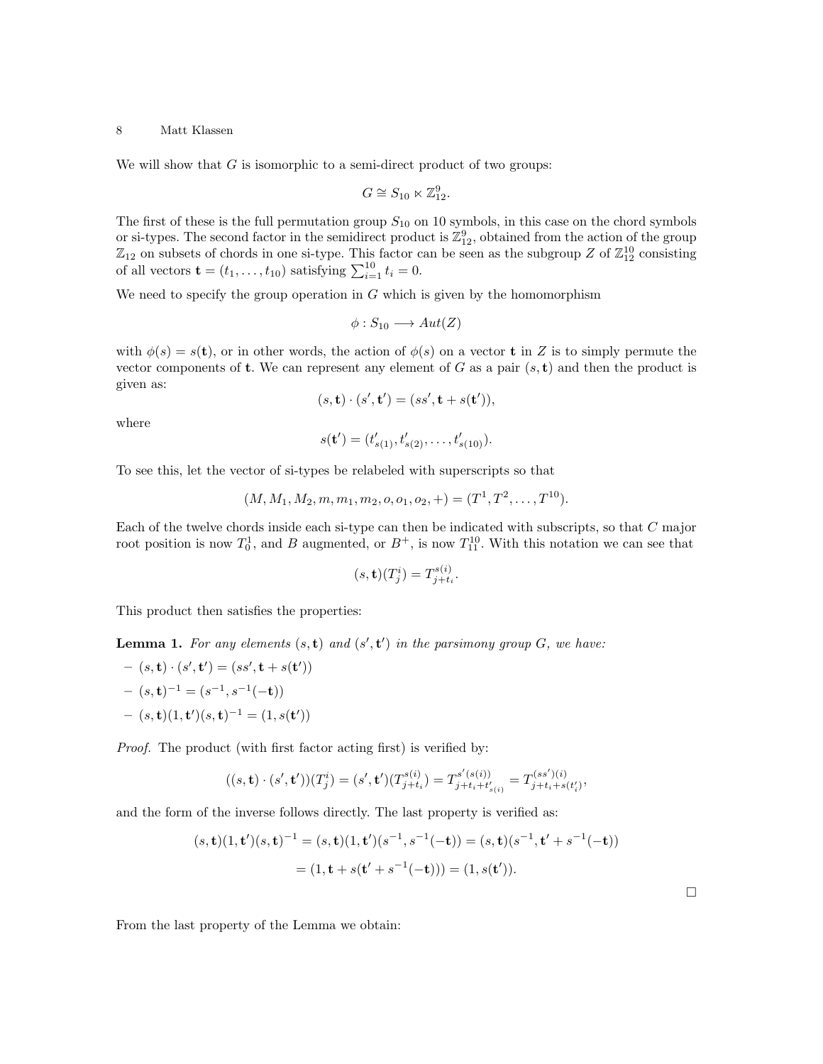We will show that $G$ is isomorphic to a semi-direct product of two groups:

$$G \cong S_{10} \ltimes \mathbb{Z}_{12}^{9}.$$

The first of these is the full permutation group $S_{10}$ on 10 symbols, in this case on the chord symbols or si-types. The second factor in the semidirect product is $\mathbb{Z}_{12}^{9}$, obtained from the action of the group $\mathbb{Z}_{12}$ on subsets of chords in one si-type. This factor can be seen as the subgroup $Z$ of $\mathbb{Z}_{12}^{10}$ consisting of all vectors $\mathbf{t} = (t_1, \ldots, t_{10})$ satisfying $\sum_{i=1}^{10} t_i = 0$.

We need to specify the group operation in $G$ which is given by the homomorphism

$$\phi : S_{10} \longrightarrow Aut(Z)$$

with $\phi(s) = s(\mathbf{t})$, or in other words, the action of $\phi(s)$ on a vector $\mathbf{t}$ in $Z$ is to simply permute the vector components of $\mathbf{t}$. We can represent any element of $G$ as a pair $(s, \mathbf{t})$ and then the product is given as:

$$(s, \mathbf{t}) \cdot (s', \mathbf{t}') = (ss', \mathbf{t} + s(\mathbf{t}')),$$

where

$$s(\mathbf{t}') = (t'_{s(1)}, t'_{s(2)}, \ldots, t'_{s(10)}).$$

To see this, let the vector of si-types be relabeled with superscripts so that

$$(M, M_1, M_2, m, m_1, m_2, o, o_1, o_2, +) = (T^1, T^2, \ldots, T^{10}).$$

Each of the twelve chords inside each si-type can then be indicated with subscripts, so that $C$ major root position is now $T_0^1$, and $B$ augmented, or $B^+$, is now $T_{11}^{10}$. With this notation we can see that

$$(s, \mathbf{t})(T_j^i) = T_{j+t_i}^{s(i)}.$$

This product then satisfies the properties:

**Lemma 1.** *For any elements $(s, \mathbf{t})$ and $(s', \mathbf{t}')$ in the parsimony group $G$, we have:*

- $(s, \mathbf{t}) \cdot (s', \mathbf{t}') = (ss', \mathbf{t} + s(\mathbf{t}'))$
- $(s, \mathbf{t})^{-1} = (s^{-1}, s^{-1}(-\mathbf{t}))$
- $(s, \mathbf{t})(1, \mathbf{t}')(s, \mathbf{t})^{-1} = (1, s(\mathbf{t}'))$

*Proof.* The product (with first factor acting first) is verified by:

$$((s, \mathbf{t}) \cdot (s', \mathbf{t}'))(T_j^i) = (s', \mathbf{t}')(T_{j+t_i}^{s(i)}) = T_{j+t_i+t'_{s(i)}}^{s'(s(i))} = T_{j+t_i+s(t'_i)}^{(ss')(i)},$$

and the form of the inverse follows directly. The last property is verified as:

$$(s, \mathbf{t})(1, \mathbf{t}')(s, \mathbf{t})^{-1} = (s, \mathbf{t})(1, \mathbf{t}')(s^{-1}, s^{-1}(-\mathbf{t})) = (s, \mathbf{t})(s^{-1}, \mathbf{t}' + s^{-1}(-\mathbf{t}))$$

$$= (1, \mathbf{t} + s(\mathbf{t}' + s^{-1}(-\mathbf{t}))) = (1, s(\mathbf{t}')).$$

□

From the last property of the Lemma we obtain: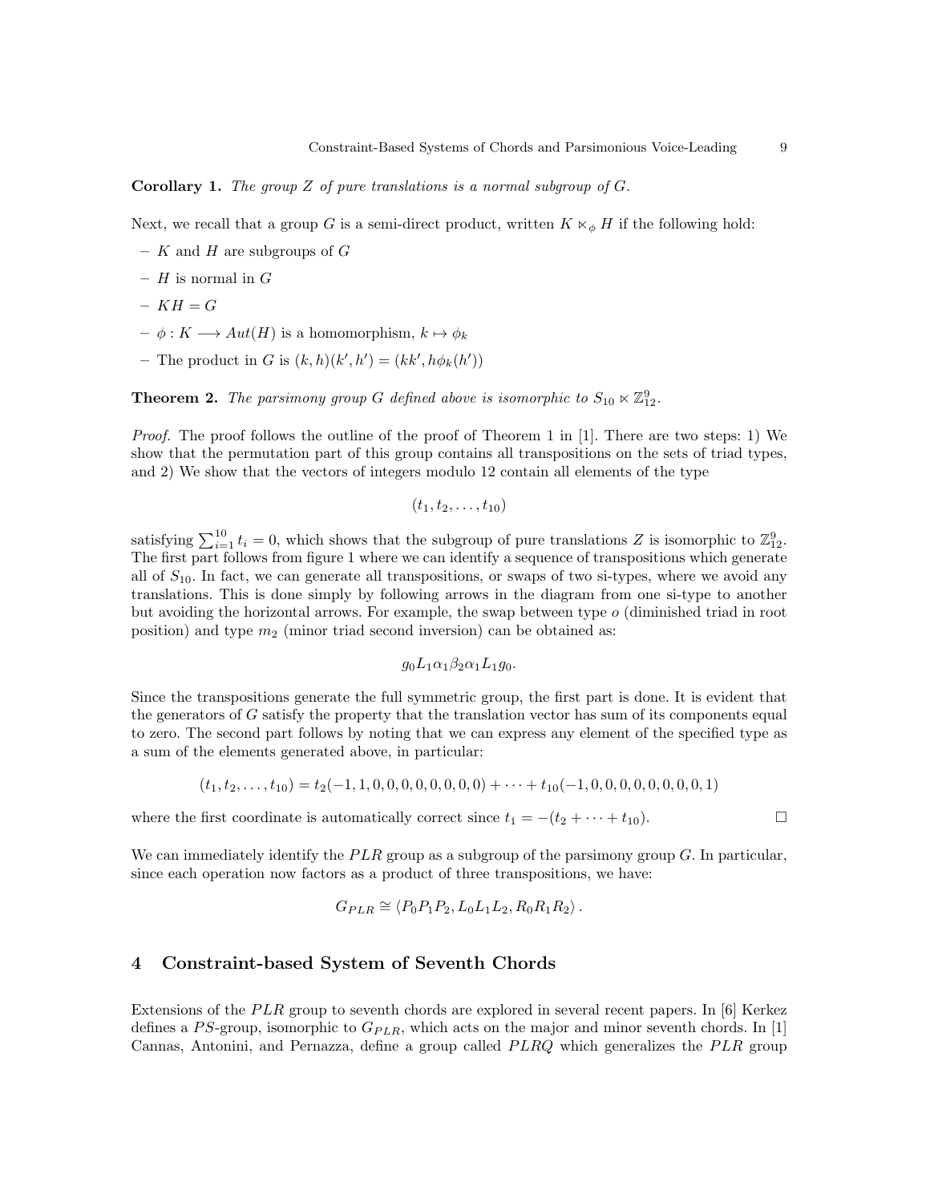**Corollary 1.** *The group $Z$ of pure translations is a normal subgroup of $G$.*

Next, we recall that a group $G$ is a semi-direct product, written $K \ltimes_\phi H$ if the following hold:

- $K$ and $H$ are subgroups of $G$
- $H$ is normal in $G$
- $KH = G$
- $\phi : K \longrightarrow Aut(H)$ is a homomorphism, $k \mapsto \phi_k$
- The product in $G$ is $(k, h)(k', h') = (kk', h\phi_k(h'))$

**Theorem 2.** *The parsimony group $G$ defined above is isomorphic to $S_{10} \ltimes \mathbb{Z}_{12}^9$.*

*Proof.* The proof follows the outline of the proof of Theorem 1 in [1]. There are two steps: 1) We show that the permutation part of this group contains all transpositions on the sets of triad types, and 2) We show that the vectors of integers modulo 12 contain all elements of the type

$$(t_1, t_2, \ldots, t_{10})$$

satisfying $\sum_{i=1}^{10} t_i = 0$, which shows that the subgroup of pure translations $Z$ is isomorphic to $\mathbb{Z}_{12}^9$. The first part follows from figure 1 where we can identify a sequence of transpositions which generate all of $S_{10}$. In fact, we can generate all transpositions, or swaps of two si-types, where we avoid any translations. This is done simply by following arrows in the diagram from one si-type to another but avoiding the horizontal arrows. For example, the swap between type $o$ (diminished triad in root position) and type $m_2$ (minor triad second inversion) can be obtained as:

$$g_0 L_1 \alpha_1 \beta_2 \alpha_1 L_1 g_0.$$

Since the transpositions generate the full symmetric group, the first part is done. It is evident that the generators of $G$ satisfy the property that the translation vector has sum of its components equal to zero. The second part follows by noting that we can express any element of the specified type as a sum of the elements generated above, in particular:

$$(t_1, t_2, \ldots, t_{10}) = t_2(-1, 1, 0, 0, 0, 0, 0, 0, 0, 0) + \cdots + t_{10}(-1, 0, 0, 0, 0, 0, 0, 0, 0, 1)$$

where the first coordinate is automatically correct since $t_1 = -(t_2 + \cdots + t_{10})$. □

We can immediately identify the $PLR$ group as a subgroup of the parsimony group $G$. In particular, since each operation now factors as a product of three transpositions, we have:

$$G_{PLR} \cong \langle P_0 P_1 P_2, L_0 L_1 L_2, R_0 R_1 R_2 \rangle .$$

## 4 Constraint-based System of Seventh Chords

Extensions of the $PLR$ group to seventh chords are explored in several recent papers. In [6] Kerkez defines a $PS$-group, isomorphic to $G_{PLR}$, which acts on the major and minor seventh chords. In [1] Cannas, Antonini, and Pernazza, define a group called $PLRQ$ which generalizes the $PLR$ group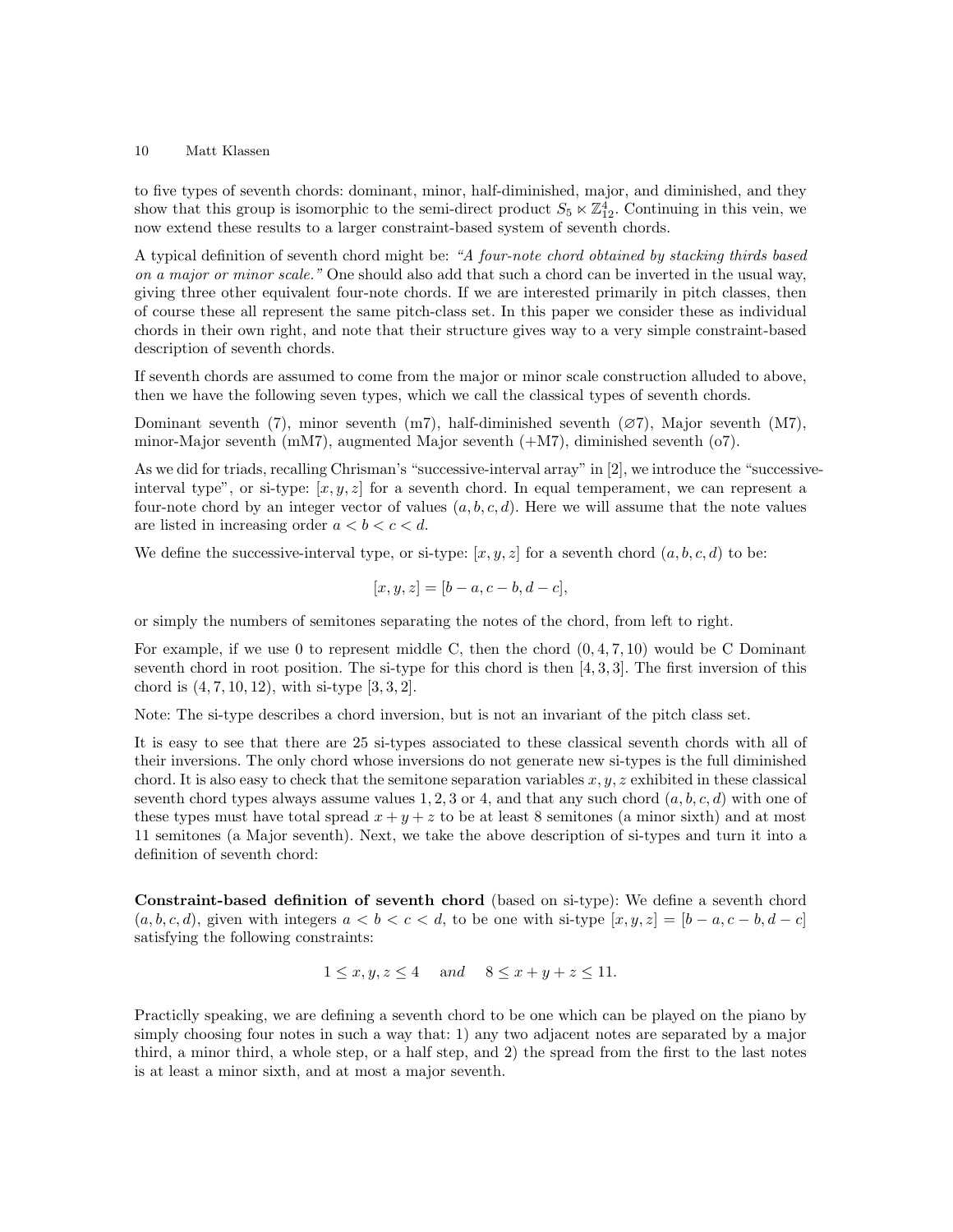to five types of seventh chords: dominant, minor, half-diminished, major, and diminished, and they show that this group is isomorphic to the semi-direct product $S_5 \ltimes \mathbb{Z}_{12}^4$. Continuing in this vein, we now extend these results to a larger constraint-based system of seventh chords.

A typical definition of seventh chord might be: *"A four-note chord obtained by stacking thirds based on a major or minor scale."* One should also add that such a chord can be inverted in the usual way, giving three other equivalent four-note chords. If we are interested primarily in pitch classes, then of course these all represent the same pitch-class set. In this paper we consider these as individual chords in their own right, and note that their structure gives way to a very simple constraint-based description of seventh chords.

If seventh chords are assumed to come from the major or minor scale construction alluded to above, then we have the following seven types, which we call the classical types of seventh chords.

Dominant seventh (7), minor seventh (m7), half-diminished seventh (⌀7), Major seventh (M7), minor-Major seventh (mM7), augmented Major seventh (+M7), diminished seventh (o7).

As we did for triads, recalling Chrisman's "successive-interval array" in [2], we introduce the "successive-interval type", or si-type: $[x, y, z]$ for a seventh chord. In equal temperament, we can represent a four-note chord by an integer vector of values $(a, b, c, d)$. Here we will assume that the note values are listed in increasing order $a < b < c < d$.

We define the successive-interval type, or si-type: $[x, y, z]$ for a seventh chord $(a, b, c, d)$ to be:

$$[x, y, z] = [b - a, c - b, d - c],$$

or simply the numbers of semitones separating the notes of the chord, from left to right.

For example, if we use 0 to represent middle C, then the chord $(0, 4, 7, 10)$ would be C Dominant seventh chord in root position. The si-type for this chord is then $[4, 3, 3]$. The first inversion of this chord is $(4, 7, 10, 12)$, with si-type $[3, 3, 2]$.

Note: The si-type describes a chord inversion, but is not an invariant of the pitch class set.

It is easy to see that there are 25 si-types associated to these classical seventh chords with all of their inversions. The only chord whose inversions do not generate new si-types is the full diminished chord. It is also easy to check that the semitone separation variables $x, y, z$ exhibited in these classical seventh chord types always assume values 1, 2, 3 or 4, and that any such chord $(a, b, c, d)$ with one of these types must have total spread $x + y + z$ to be at least 8 semitones (a minor sixth) and at most 11 semitones (a Major seventh). Next, we take the above description of si-types and turn it into a definition of seventh chord:

**Constraint-based definition of seventh chord** (based on si-type): We define a seventh chord $(a, b, c, d)$, given with integers $a < b < c < d$, to be one with si-type $[x, y, z] = [b - a, c - b, d - c]$ satisfying the following constraints:

$$1 \leq x, y, z \leq 4 \quad \text{and} \quad 8 \leq x + y + z \leq 11.$$

Practiclly speaking, we are defining a seventh chord to be one which can be played on the piano by simply choosing four notes in such a way that: 1) any two adjacent notes are separated by a major third, a minor third, a whole step, or a half step, and 2) the spread from the first to the last notes is at least a minor sixth, and at most a major seventh.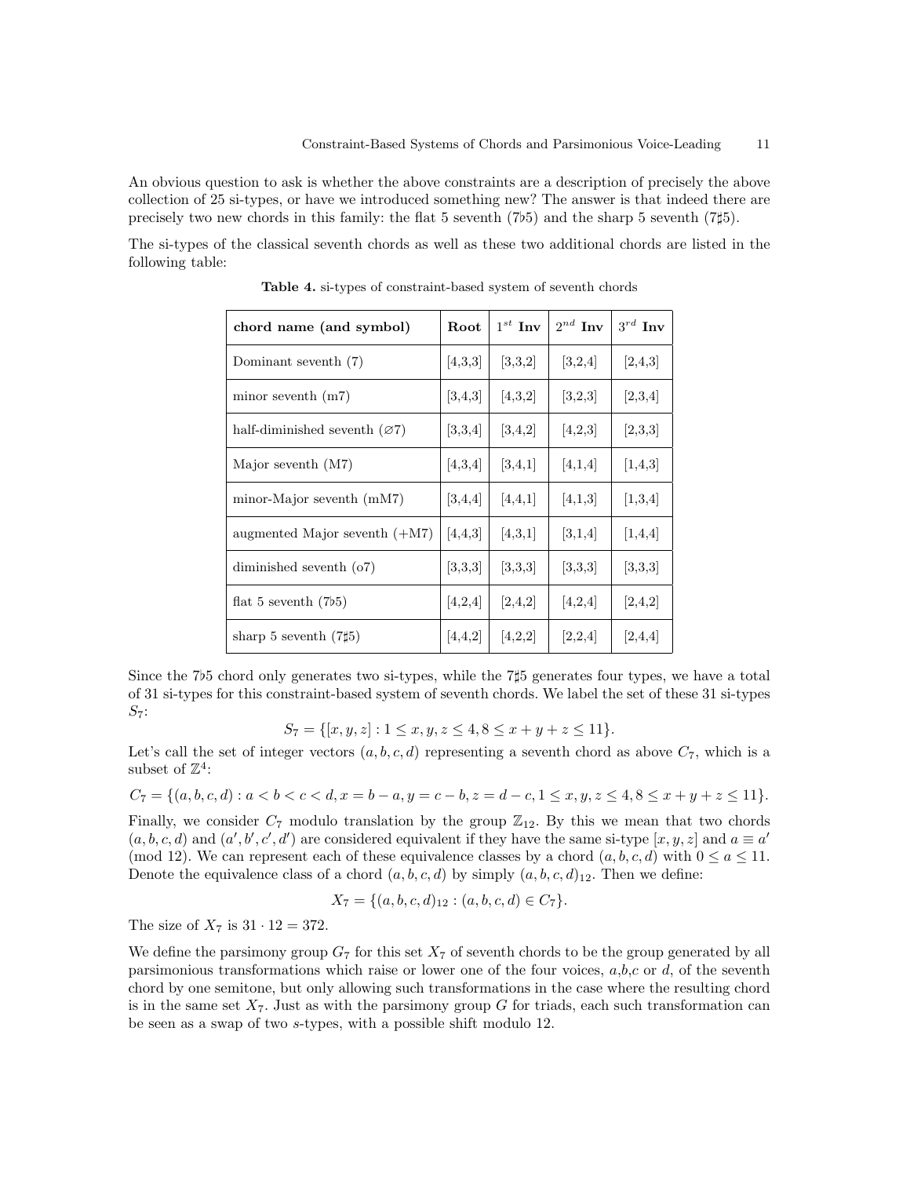An obvious question to ask is whether the above constraints are a description of precisely the above collection of 25 si-types, or have we introduced something new? The answer is that indeed there are precisely two new chords in this family: the flat 5 seventh (7♭5) and the sharp 5 seventh (7♯5).

The si-types of the classical seventh chords as well as these two additional chords are listed in the following table:

**Table 4.** si-types of constraint-based system of seventh chords

| **chord name (and symbol)** | **Root** | $1^{st}$ **Inv** | $2^{nd}$ **Inv** | $3^{rd}$ **Inv** |
|---|---|---|---|---|
| Dominant seventh (7) | [4,3,3] | [3,3,2] | [3,2,4] | [2,4,3] |
| minor seventh (m7) | [3,4,3] | [4,3,2] | [3,2,3] | [2,3,4] |
| half-diminished seventh (∅7) | [3,3,4] | [3,4,2] | [4,2,3] | [2,3,3] |
| Major seventh (M7) | [4,3,4] | [3,4,1] | [4,1,4] | [1,4,3] |
| minor-Major seventh (mM7) | [3,4,4] | [4,4,1] | [4,1,3] | [1,3,4] |
| augmented Major seventh (+M7) | [4,4,3] | [4,3,1] | [3,1,4] | [1,4,4] |
| diminished seventh (o7) | [3,3,3] | [3,3,3] | [3,3,3] | [3,3,3] |
| flat 5 seventh (7♭5) | [4,2,4] | [2,4,2] | [4,2,4] | [2,4,2] |
| sharp 5 seventh (7♯5) | [4,4,2] | [4,2,2] | [2,2,4] | [2,4,4] |

Since the 7♭5 chord only generates two si-types, while the 7♯5 generates four types, we have a total of 31 si-types for this constraint-based system of seventh chords. We label the set of these 31 si-types $S_7$:

$$S_7 = \{[x, y, z] : 1 \leq x, y, z \leq 4, 8 \leq x + y + z \leq 11\}.$$

Let's call the set of integer vectors $(a, b, c, d)$ representing a seventh chord as above $C_7$, which is a subset of $\mathbb{Z}^4$:

$$C_7 = \{(a, b, c, d) : a < b < c < d, x = b - a, y = c - b, z = d - c, 1 \leq x, y, z \leq 4, 8 \leq x + y + z \leq 11\}.$$

Finally, we consider $C_7$ modulo translation by the group $\mathbb{Z}_{12}$. By this we mean that two chords $(a, b, c, d)$ and $(a', b', c', d')$ are considered equivalent if they have the same si-type $[x, y, z]$ and $a \equiv a'$ (mod 12). We can represent each of these equivalence classes by a chord $(a, b, c, d)$ with $0 \leq a \leq 11$. Denote the equivalence class of a chord $(a, b, c, d)$ by simply $(a, b, c, d)_{12}$. Then we define:

$$X_7 = \{(a, b, c, d)_{12} : (a, b, c, d) \in C_7\}.$$

The size of $X_7$ is $31 \cdot 12 = 372$.

We define the parsimony group $G_7$ for this set $X_7$ of seventh chords to be the group generated by all parsimonious transformations which raise or lower one of the four voices, $a$,$b$,$c$ or $d$, of the seventh chord by one semitone, but only allowing such transformations in the case where the resulting chord is in the same set $X_7$. Just as with the parsimony group $G$ for triads, each such transformation can be seen as a swap of two $s$-types, with a possible shift modulo 12.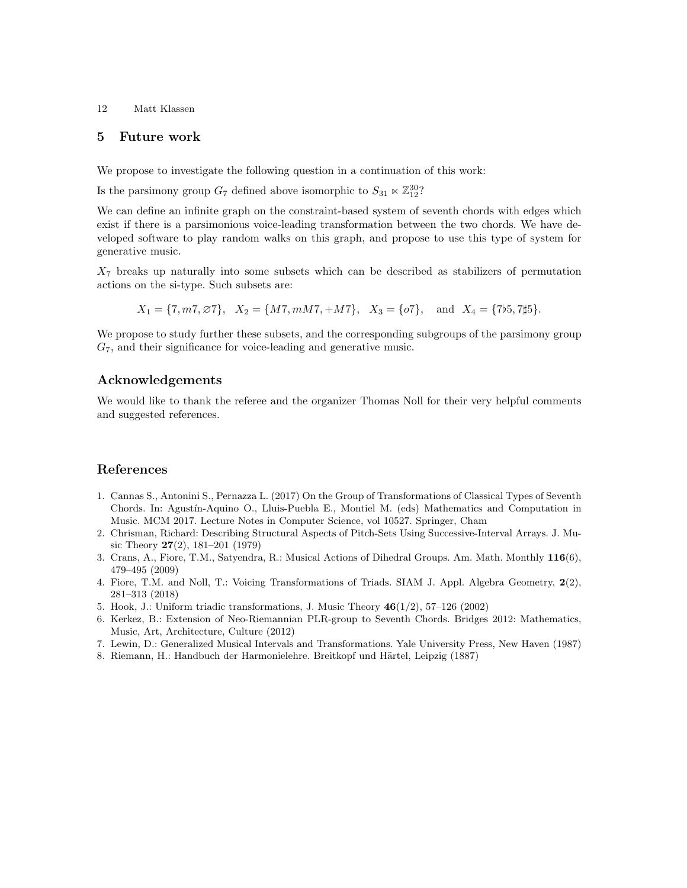## 5 Future work

We propose to investigate the following question in a continuation of this work:

Is the parsimony group $G_7$ defined above isomorphic to $S_{31} \ltimes \mathbb{Z}_{12}^{30}$?

We can define an infinite graph on the constraint-based system of seventh chords with edges which exist if there is a parsimonious voice-leading transformation between the two chords. We have developed software to play random walks on this graph, and propose to use this type of system for generative music.

$X_7$ breaks up naturally into some subsets which can be described as stabilizers of permutation actions on the si-type. Such subsets are:

$$X_1 = \{7, m7, \varnothing 7\}, \quad X_2 = \{M7, mM7, +M7\}, \quad X_3 = \{o7\}, \quad \text{and} \quad X_4 = \{7\flat 5, 7\sharp 5\}.$$

We propose to study further these subsets, and the corresponding subgroups of the parsimony group $G_7$, and their significance for voice-leading and generative music.

## Acknowledgements

We would like to thank the referee and the organizer Thomas Noll for their very helpful comments and suggested references.

## References

1. Cannas S., Antonini S., Pernazza L. (2017) On the Group of Transformations of Classical Types of Seventh Chords. In: Agustín-Aquino O., Lluis-Puebla E., Montiel M. (eds) Mathematics and Computation in Music. MCM 2017. Lecture Notes in Computer Science, vol 10527. Springer, Cham
2. Chrisman, Richard: Describing Structural Aspects of Pitch-Sets Using Successive-Interval Arrays. J. Music Theory **27**(2), 181–201 (1979)
3. Crans, A., Fiore, T.M., Satyendra, R.: Musical Actions of Dihedral Groups. Am. Math. Monthly **116**(6), 479–495 (2009)
4. Fiore, T.M. and Noll, T.: Voicing Transformations of Triads. SIAM J. Appl. Algebra Geometry, **2**(2), 281–313 (2018)
5. Hook, J.: Uniform triadic transformations, J. Music Theory **46**(1/2), 57–126 (2002)
6. Kerkez, B.: Extension of Neo-Riemannian PLR-group to Seventh Chords. Bridges 2012: Mathematics, Music, Art, Architecture, Culture (2012)
7. Lewin, D.: Generalized Musical Intervals and Transformations. Yale University Press, New Haven (1987)
8. Riemann, H.: Handbuch der Harmonielehre. Breitkopf und Härtel, Leipzig (1887)